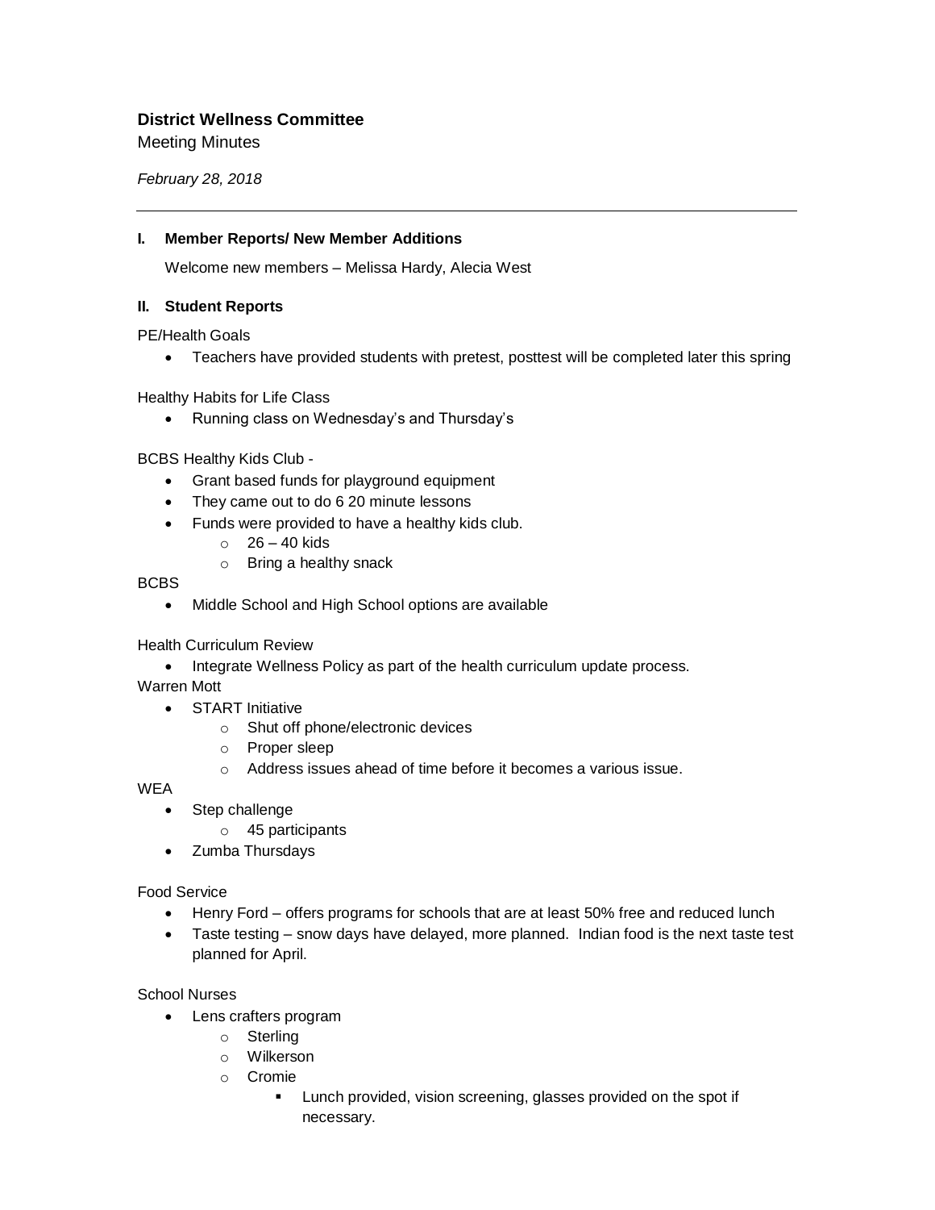**District Wellness Committee**

Meeting Minutes

*February 28, 2018*

---

**I. Member Reports/ New Member Additions**

Welcome new members – Melissa Hardy, Alecia West

**II. Student Reports**

PE/Health Goals

- Teachers have provided students with pretest, posttest will be completed later this spring

Healthy Habits for Life Class

- Running class on Wednesday's and Thursday's

BCBS Healthy Kids Club -

- Grant based funds for playground equipment
- They came out to do 6 20 minute lessons
- Funds were provided to have a healthy kids club.
  - 26 – 40 kids
  - Bring a healthy snack

BCBS

- Middle School and High School options are available

Health Curriculum Review

- Integrate Wellness Policy as part of the health curriculum update process.

Warren Mott

- START Initiative
  - Shut off phone/electronic devices
  - Proper sleep
  - Address issues ahead of time before it becomes a various issue.

WEA

- Step challenge
  - 45 participants
- Zumba Thursdays

Food Service

- Henry Ford – offers programs for schools that are at least 50% free and reduced lunch
- Taste testing – snow days have delayed, more planned. Indian food is the next taste test planned for April.

School Nurses

- Lens crafters program
  - Sterling
  - Wilkerson
  - Cromie
    - Lunch provided, vision screening, glasses provided on the spot if necessary.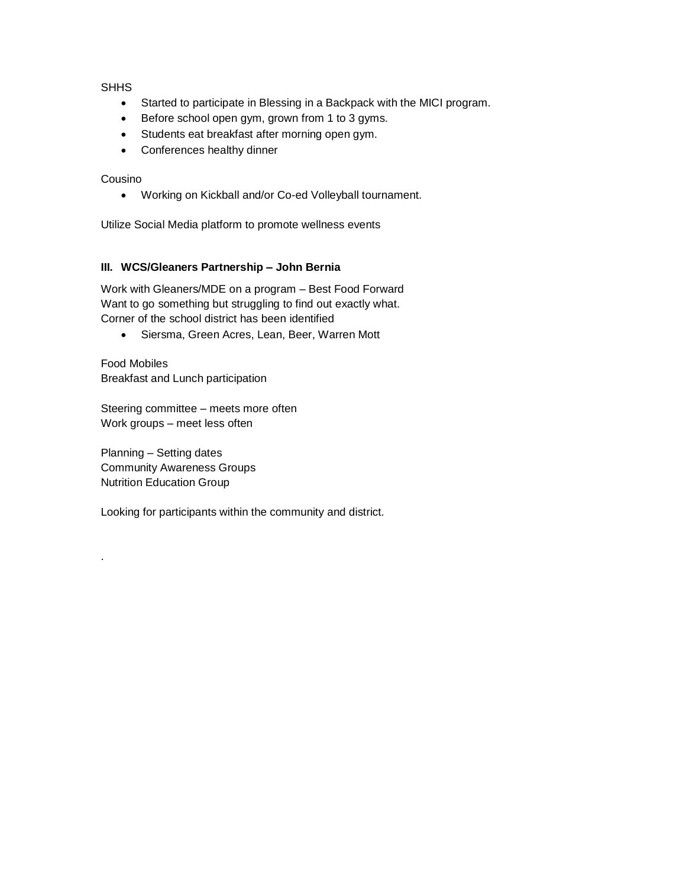SHHS

- Started to participate in Blessing in a Backpack with the MICI program.
- Before school open gym, grown from 1 to 3 gyms.
- Students eat breakfast after morning open gym.
- Conferences healthy dinner

Cousino

- Working on Kickball and/or Co-ed Volleyball tournament.

Utilize Social Media platform to promote wellness events

**III. WCS/Gleaners Partnership – John Bernia**

Work with Gleaners/MDE on a program – Best Food Forward
Want to go something but struggling to find out exactly what.
Corner of the school district has been identified

- Siersma, Green Acres, Lean, Beer, Warren Mott

Food Mobiles
Breakfast and Lunch participation

Steering committee – meets more often
Work groups – meet less often

Planning – Setting dates
Community Awareness Groups
Nutrition Education Group

Looking for participants within the community and district.

.